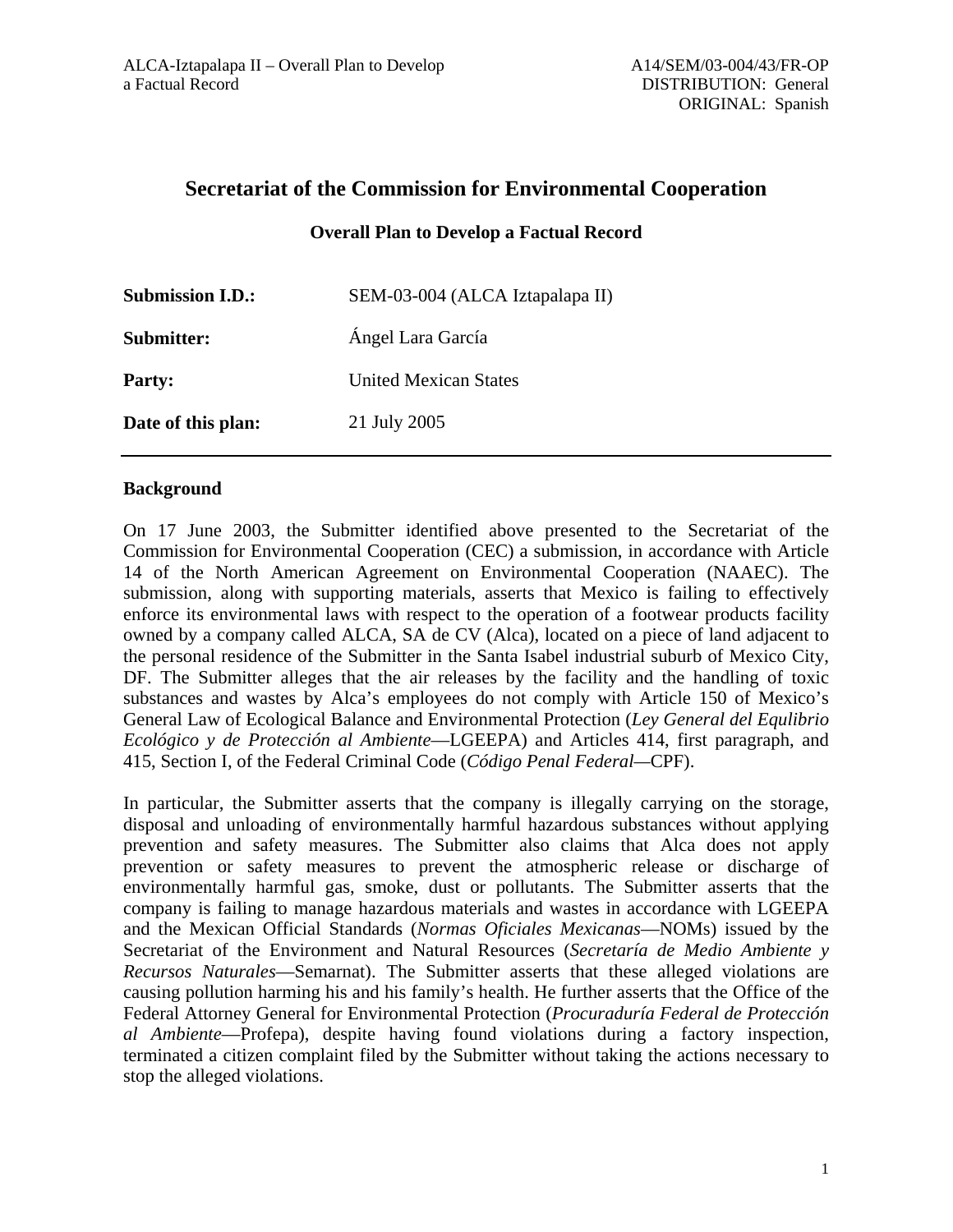# Secretariat of the Commission for Environmental Cooperation

## Overall Plan to Develop a Factual Record

| | |
|---|---|
| **Submission I.D.:** | SEM-03-004 (ALCA Iztapalapa II) |
| **Submitter:** | Ángel Lara García |
| **Party:** | United Mexican States |
| **Date of this plan:** | 21 July 2005 |

---

### Background

On 17 June 2003, the Submitter identified above presented to the Secretariat of the Commission for Environmental Cooperation (CEC) a submission, in accordance with Article 14 of the North American Agreement on Environmental Cooperation (NAAEC). The submission, along with supporting materials, asserts that Mexico is failing to effectively enforce its environmental laws with respect to the operation of a footwear products facility owned by a company called ALCA, SA de CV (Alca), located on a piece of land adjacent to the personal residence of the Submitter in the Santa Isabel industrial suburb of Mexico City, DF. The Submitter alleges that the air releases by the facility and the handling of toxic substances and wastes by Alca's employees do not comply with Article 150 of Mexico's General Law of Ecological Balance and Environmental Protection (*Ley General del Equlibrio Ecológico y de Protección al Ambiente*—LGEEPA) and Articles 414, first paragraph, and 415, Section I, of the Federal Criminal Code (*Código Penal Federal*—CPF).

In particular, the Submitter asserts that the company is illegally carrying on the storage, disposal and unloading of environmentally harmful hazardous substances without applying prevention and safety measures. The Submitter also claims that Alca does not apply prevention or safety measures to prevent the atmospheric release or discharge of environmentally harmful gas, smoke, dust or pollutants. The Submitter asserts that the company is failing to manage hazardous materials and wastes in accordance with LGEEPA and the Mexican Official Standards (*Normas Oficiales Mexicanas*—NOMs) issued by the Secretariat of the Environment and Natural Resources (*Secretaría de Medio Ambiente y Recursos Naturales*—Semarnat). The Submitter asserts that these alleged violations are causing pollution harming his and his family's health. He further asserts that the Office of the Federal Attorney General for Environmental Protection (*Procuraduría Federal de Protección al Ambiente*—Profepa), despite having found violations during a factory inspection, terminated a citizen complaint filed by the Submitter without taking the actions necessary to stop the alleged violations.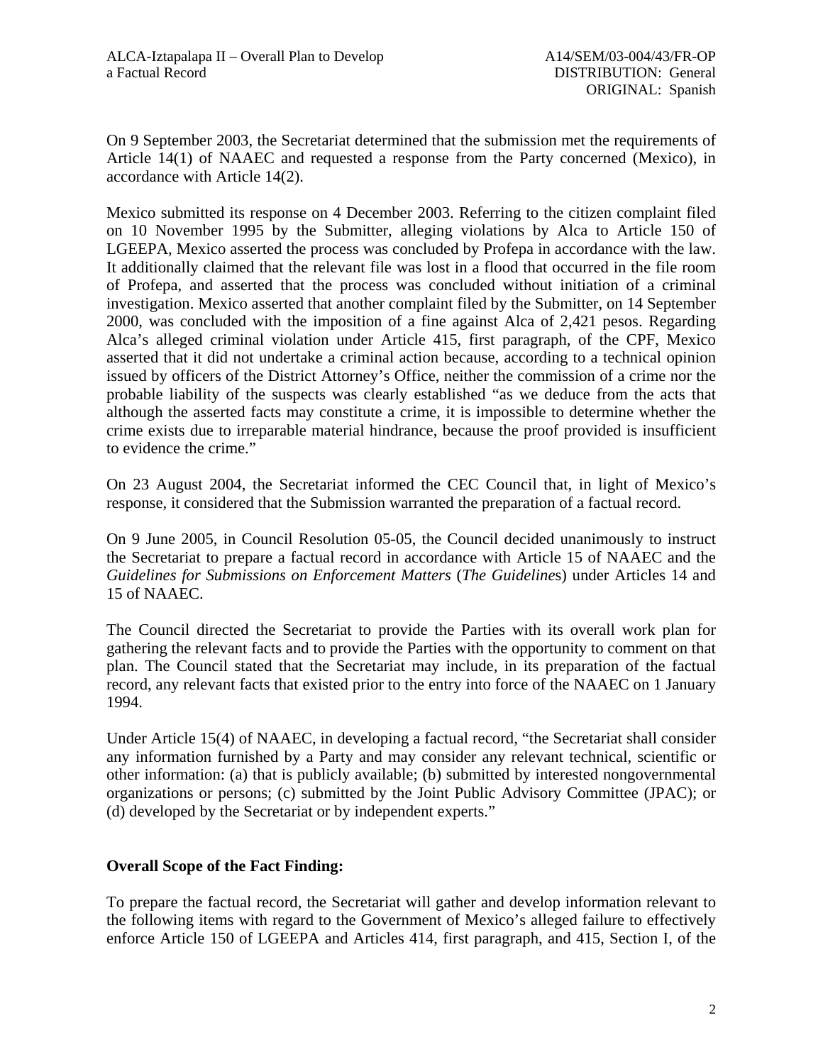On 9 September 2003, the Secretariat determined that the submission met the requirements of Article 14(1) of NAAEC and requested a response from the Party concerned (Mexico), in accordance with Article 14(2).

Mexico submitted its response on 4 December 2003. Referring to the citizen complaint filed on 10 November 1995 by the Submitter, alleging violations by Alca to Article 150 of LGEEPA, Mexico asserted the process was concluded by Profepa in accordance with the law. It additionally claimed that the relevant file was lost in a flood that occurred in the file room of Profepa, and asserted that the process was concluded without initiation of a criminal investigation. Mexico asserted that another complaint filed by the Submitter, on 14 September 2000, was concluded with the imposition of a fine against Alca of 2,421 pesos. Regarding Alca's alleged criminal violation under Article 415, first paragraph, of the CPF, Mexico asserted that it did not undertake a criminal action because, according to a technical opinion issued by officers of the District Attorney's Office, neither the commission of a crime nor the probable liability of the suspects was clearly established "as we deduce from the acts that although the asserted facts may constitute a crime, it is impossible to determine whether the crime exists due to irreparable material hindrance, because the proof provided is insufficient to evidence the crime."

On 23 August 2004, the Secretariat informed the CEC Council that, in light of Mexico's response, it considered that the Submission warranted the preparation of a factual record.

On 9 June 2005, in Council Resolution 05-05, the Council decided unanimously to instruct the Secretariat to prepare a factual record in accordance with Article 15 of NAAEC and the *Guidelines for Submissions on Enforcement Matters* (*The Guidelines*) under Articles 14 and 15 of NAAEC.

The Council directed the Secretariat to provide the Parties with its overall work plan for gathering the relevant facts and to provide the Parties with the opportunity to comment on that plan. The Council stated that the Secretariat may include, in its preparation of the factual record, any relevant facts that existed prior to the entry into force of the NAAEC on 1 January 1994.

Under Article 15(4) of NAAEC, in developing a factual record, "the Secretariat shall consider any information furnished by a Party and may consider any relevant technical, scientific or other information: (a) that is publicly available; (b) submitted by interested nongovernmental organizations or persons; (c) submitted by the Joint Public Advisory Committee (JPAC); or (d) developed by the Secretariat or by independent experts."

**Overall Scope of the Fact Finding:**

To prepare the factual record, the Secretariat will gather and develop information relevant to the following items with regard to the Government of Mexico's alleged failure to effectively enforce Article 150 of LGEEPA and Articles 414, first paragraph, and 415, Section I, of the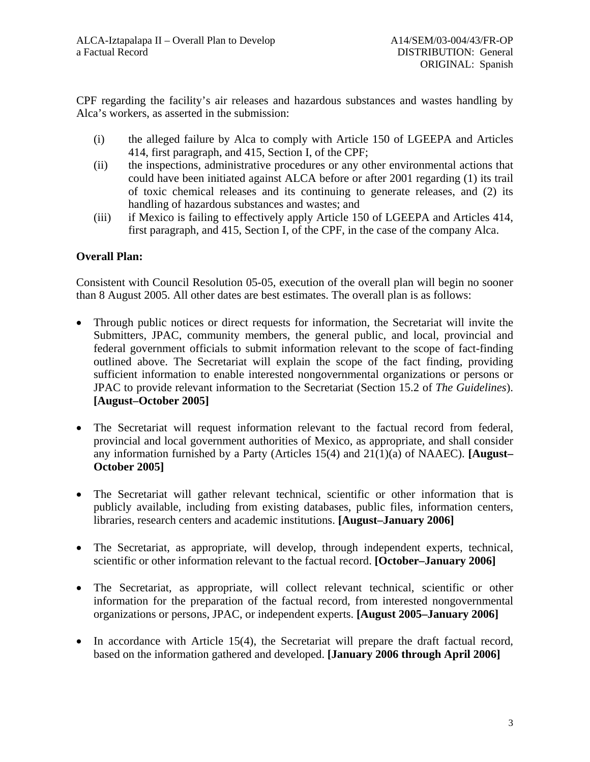CPF regarding the facility's air releases and hazardous substances and wastes handling by Alca's workers, as asserted in the submission:

(i) the alleged failure by Alca to comply with Article 150 of LGEEPA and Articles 414, first paragraph, and 415, Section I, of the CPF;

(ii) the inspections, administrative procedures or any other environmental actions that could have been initiated against ALCA before or after 2001 regarding (1) its trail of toxic chemical releases and its continuing to generate releases, and (2) its handling of hazardous substances and wastes; and

(iii) if Mexico is failing to effectively apply Article 150 of LGEEPA and Articles 414, first paragraph, and 415, Section I, of the CPF, in the case of the company Alca.

**Overall Plan:**

Consistent with Council Resolution 05-05, execution of the overall plan will begin no sooner than 8 August 2005. All other dates are best estimates. The overall plan is as follows:

- Through public notices or direct requests for information, the Secretariat will invite the Submitters, JPAC, community members, the general public, and local, provincial and federal government officials to submit information relevant to the scope of fact-finding outlined above. The Secretariat will explain the scope of the fact finding, providing sufficient information to enable interested nongovernmental organizations or persons or JPAC to provide relevant information to the Secretariat (Section 15.2 of *The Guidelines*). **[August–October 2005]**

- The Secretariat will request information relevant to the factual record from federal, provincial and local government authorities of Mexico, as appropriate, and shall consider any information furnished by a Party (Articles 15(4) and 21(1)(a) of NAAEC). **[August–October 2005]**

- The Secretariat will gather relevant technical, scientific or other information that is publicly available, including from existing databases, public files, information centers, libraries, research centers and academic institutions. **[August–January 2006]**

- The Secretariat, as appropriate, will develop, through independent experts, technical, scientific or other information relevant to the factual record. **[October–January 2006]**

- The Secretariat, as appropriate, will collect relevant technical, scientific or other information for the preparation of the factual record, from interested nongovernmental organizations or persons, JPAC, or independent experts. **[August 2005–January 2006]**

- In accordance with Article 15(4), the Secretariat will prepare the draft factual record, based on the information gathered and developed. **[January 2006 through April 2006]**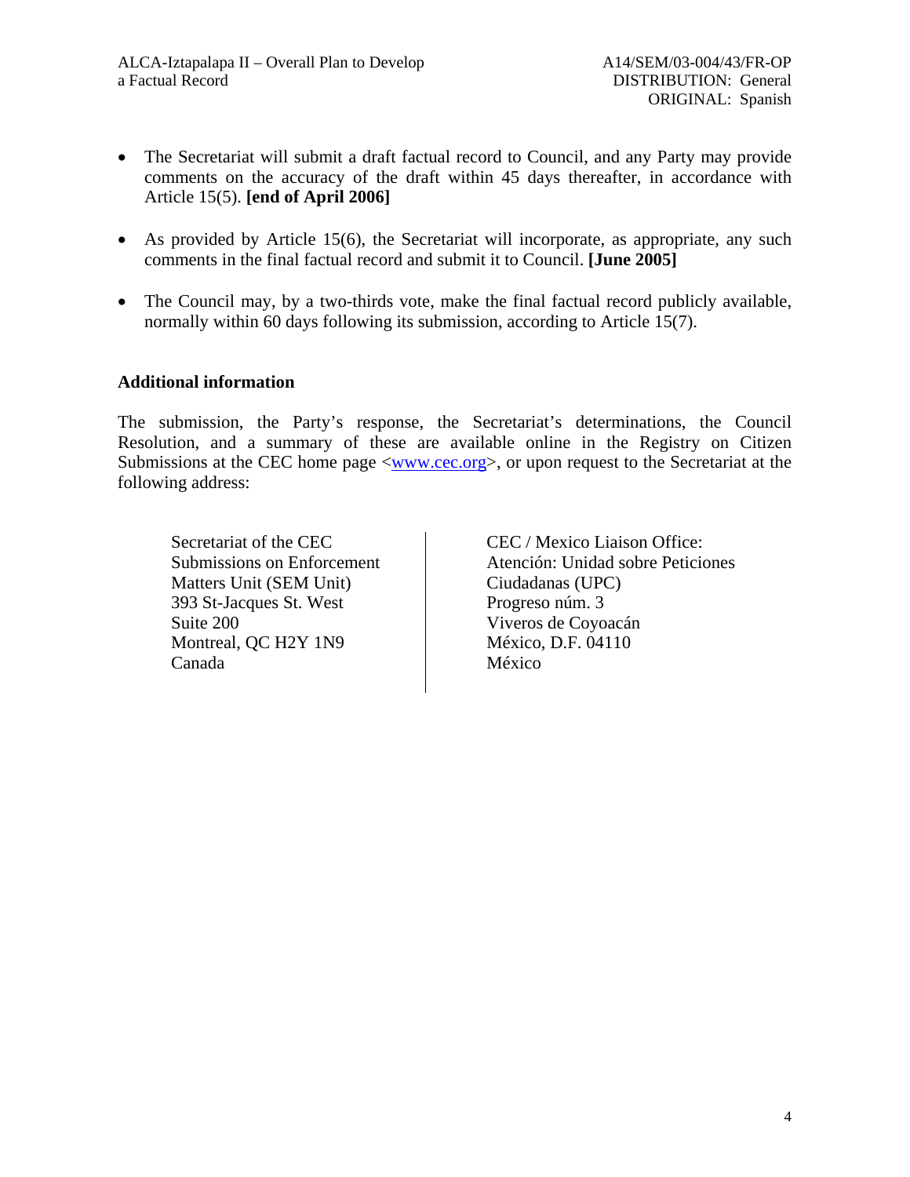- The Secretariat will submit a draft factual record to Council, and any Party may provide comments on the accuracy of the draft within 45 days thereafter, in accordance with Article 15(5). **[end of April 2006]**

- As provided by Article 15(6), the Secretariat will incorporate, as appropriate, any such comments in the final factual record and submit it to Council. **[June 2005]**

- The Council may, by a two-thirds vote, make the final factual record publicly available, normally within 60 days following its submission, according to Article 15(7).

**Additional information**

The submission, the Party's response, the Secretariat's determinations, the Council Resolution, and a summary of these are available online in the Registry on Citizen Submissions at the CEC home page <www.cec.org>, or upon request to the Secretariat at the following address:

Secretariat of the CEC
Submissions on Enforcement Matters Unit (SEM Unit)
393 St-Jacques St. West
Suite 200
Montreal, QC H2Y 1N9
Canada

CEC / Mexico Liaison Office:
Atención: Unidad sobre Peticiones Ciudadanas (UPC)
Progreso núm. 3
Viveros de Coyoacán
México, D.F. 04110
México